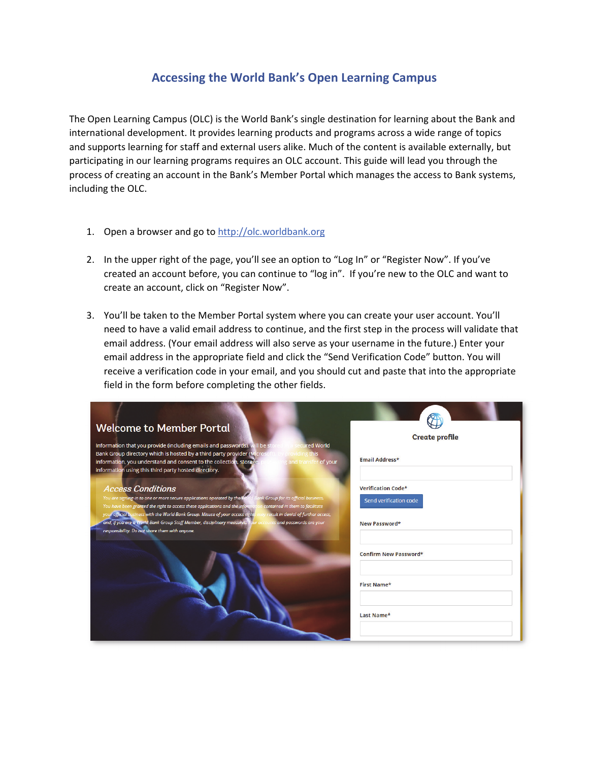# Accessing the World Bank's Open Learning Campus

The Open Learning Campus (OLC) is the World Bank's single destination for learning about the Bank and international development. It provides learning products and programs across a wide range of topics and supports learning for staff and external users alike. Much of the content is available externally, but participating in our learning programs requires an OLC account. This guide will lead you through the process of creating an account in the Bank's Member Portal which manages the access to Bank systems, including the OLC.

1. Open a browser and go to [http://olc.worldbank.org](http://olc.worldbank.org)

2. In the upper right of the page, you'll see an option to "Log In" or "Register Now". If you've created an account before, you can continue to "log in". If you're new to the OLC and want to create an account, click on "Register Now".

3. You'll be taken to the Member Portal system where you can create your user account. You'll need to have a valid email address to continue, and the first step in the process will validate that email address. (Your email address will also serve as your username in the future.) Enter your email address in the appropriate field and click the "Send Verification Code" button. You will receive a verification code in your email, and you should cut and paste that into the appropriate field in the form before completing the other fields.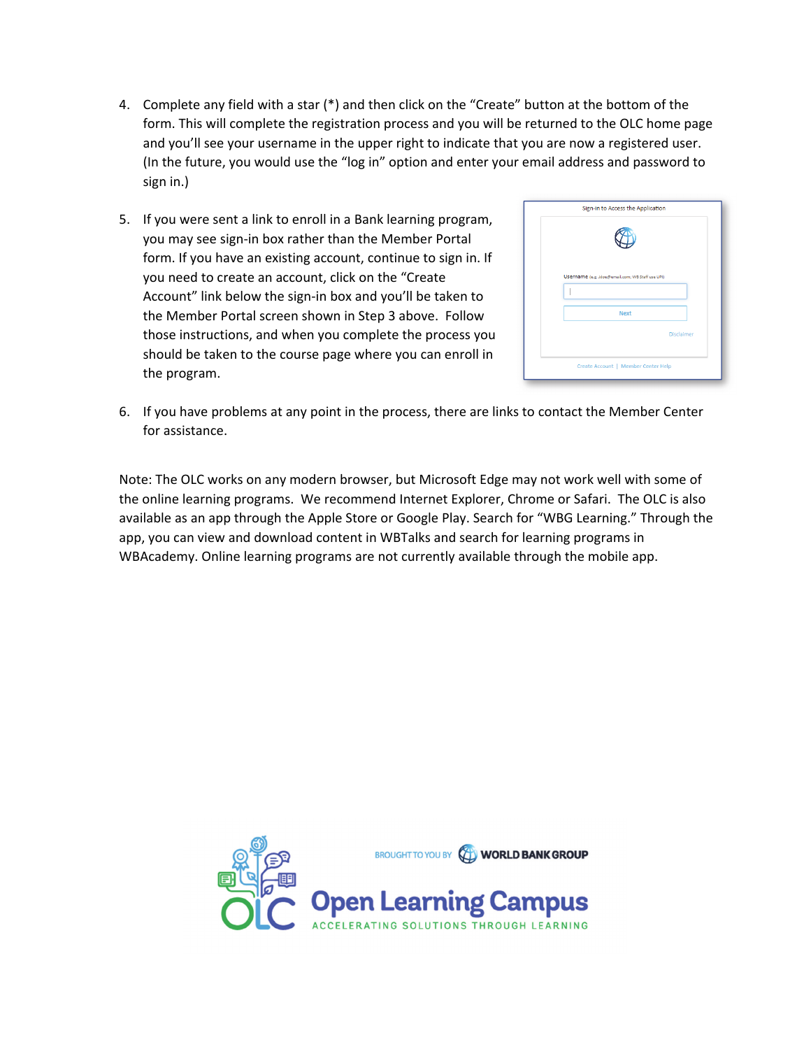4. Complete any field with a star (*) and then click on the "Create" button at the bottom of the form. This will complete the registration process and you will be returned to the OLC home page and you'll see your username in the upper right to indicate that you are now a registered user. (In the future, you would use the "log in" option and enter your email address and password to sign in.)

5. If you were sent a link to enroll in a Bank learning program, you may see sign-in box rather than the Member Portal form. If you have an existing account, continue to sign in. If you need to create an account, click on the "Create Account" link below the sign-in box and you'll be taken to the Member Portal screen shown in Step 3 above. Follow those instructions, and when you complete the process you should be taken to the course page where you can enroll in the program.

6. If you have problems at any point in the process, there are links to contact the Member Center for assistance.

Note: The OLC works on any modern browser, but Microsoft Edge may not work well with some of the online learning programs. We recommend Internet Explorer, Chrome or Safari. The OLC is also available as an app through the Apple Store or Google Play. Search for "WBG Learning." Through the app, you can view and download content in WBTalks and search for learning programs in WBAcademy. Online learning programs are not currently available through the mobile app.